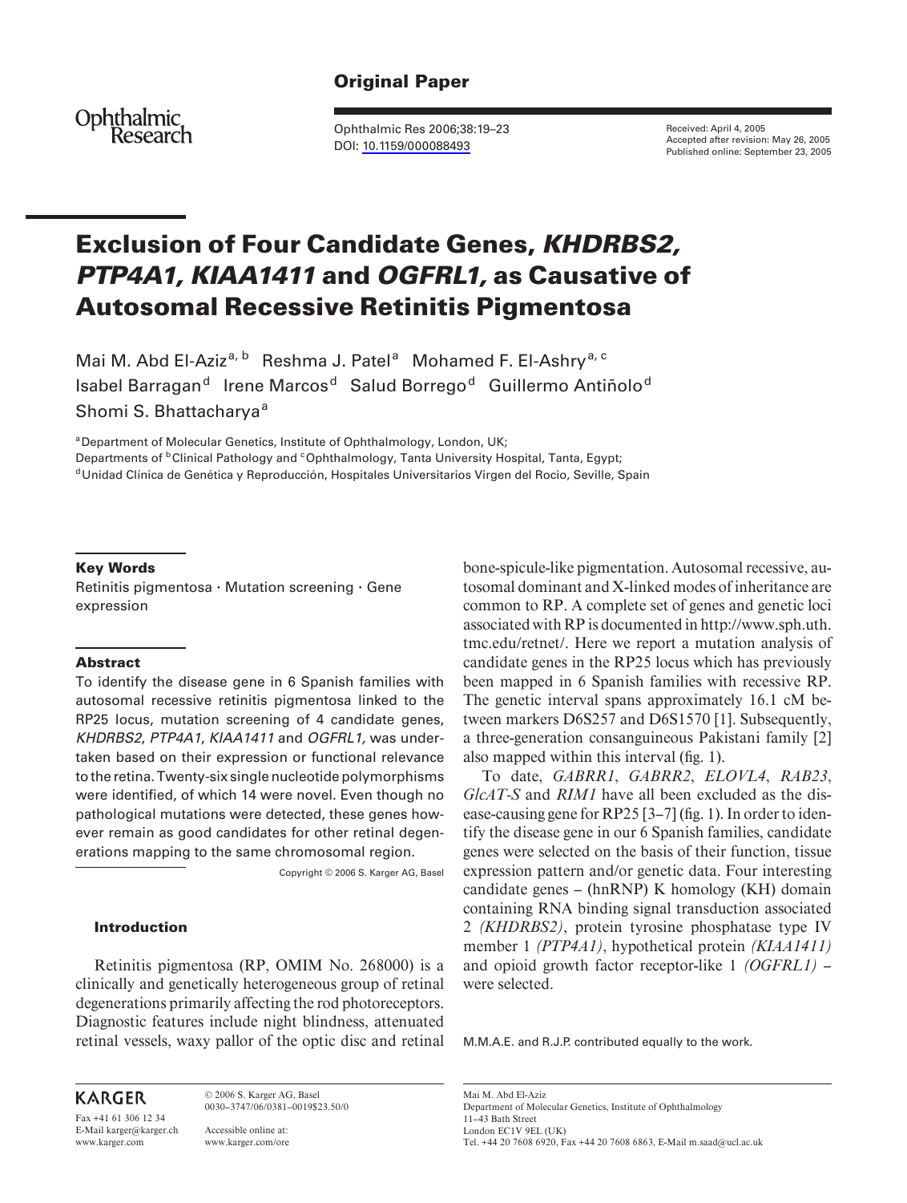Original Paper

Ophthalmic Research

Ophthalmic Res 2006;38:19–23
DOI: 10.1159/000088493

Received: April 4, 2005
Accepted after revision: May 26, 2005
Published online: September 23, 2005

# Exclusion of Four Candidate Genes, *KHDRBS2, PTP4A1, KIAA1411* and *OGFRL1,* as Causative of Autosomal Recessive Retinitis Pigmentosa

Mai M. Abd El-Aziz[a, b] Reshma J. Patel[a] Mohamed F. El-Ashry[a, c] Isabel Barragan[d] Irene Marcos[d] Salud Borrego[d] Guillermo Antiñolo[d] Shomi S. Bhattacharya[a]

[a]Department of Molecular Genetics, Institute of Ophthalmology, London, UK;
Departments of [b]Clinical Pathology and [c]Ophthalmology, Tanta University Hospital, Tanta, Egypt;
[d]Unidad Clínica de Genética y Reproducción, Hospitales Universitarios Virgen del Rocio, Seville, Spain

### Key Words

Retinitis pigmentosa · Mutation screening · Gene expression

### Abstract

To identify the disease gene in 6 Spanish families with autosomal recessive retinitis pigmentosa linked to the RP25 locus, mutation screening of 4 candidate genes, *KHDRBS2*, *PTP4A1*, *KIAA1411* and *OGFRL1,* was undertaken based on their expression or functional relevance to the retina. Twenty-six single nucleotide polymorphisms were identified, of which 14 were novel. Even though no pathological mutations were detected, these genes however remain as good candidates for other retinal degenerations mapping to the same chromosomal region.

Copyright © 2006 S. Karger AG, Basel

### Introduction

Retinitis pigmentosa (RP, OMIM No. 268000) is a clinically and genetically heterogeneous group of retinal degenerations primarily affecting the rod photoreceptors. Diagnostic features include night blindness, attenuated retinal vessels, waxy pallor of the optic disc and retinal bone-spicule-like pigmentation. Autosomal recessive, autosomal dominant and X-linked modes of inheritance are common to RP. A complete set of genes and genetic loci associated with RP is documented in http://www.sph.uth.tmc.edu/retnet/. Here we report a mutation analysis of candidate genes in the RP25 locus which has previously been mapped in 6 Spanish families with recessive RP. The genetic interval spans approximately 16.1 cM between markers D6S257 and D6S1570 [1]. Subsequently, a three-generation consanguineous Pakistani family [2] also mapped within this interval (fig. 1).

To date, *GABRR1*, *GABRR2*, *ELOVL4*, *RAB23*, *GlcAT-S* and *RIM1* have all been excluded as the disease-causing gene for RP25 [3–7] (fig. 1). In order to identify the disease gene in our 6 Spanish families, candidate genes were selected on the basis of their function, tissue expression pattern and/or genetic data. Four interesting candidate genes – (hnRNP) K homology (KH) domain containing RNA binding signal transduction associated 2 *(KHDRBS2)*, protein tyrosine phosphatase type IV member 1 *(PTP4A1)*, hypothetical protein *(KIAA1411)* and opioid growth factor receptor-like 1 *(OGFRL1)* – were selected.

M.M.A.E. and R.J.P. contributed equally to the work.

KARGER

Fax +41 61 306 12 34
E-Mail karger@karger.ch
www.karger.com

© 2006 S. Karger AG, Basel
0030–3747/06/0381–0019$23.50/0

Accessible online at:
www.karger.com/ore

Mai M. Abd El-Aziz
Department of Molecular Genetics, Institute of Ophthalmology
11–43 Bath Street
London EC1V 9EL (UK)
Tel. +44 20 7608 6920, Fax +44 20 7608 6863, E-Mail m.saad@ucl.ac.uk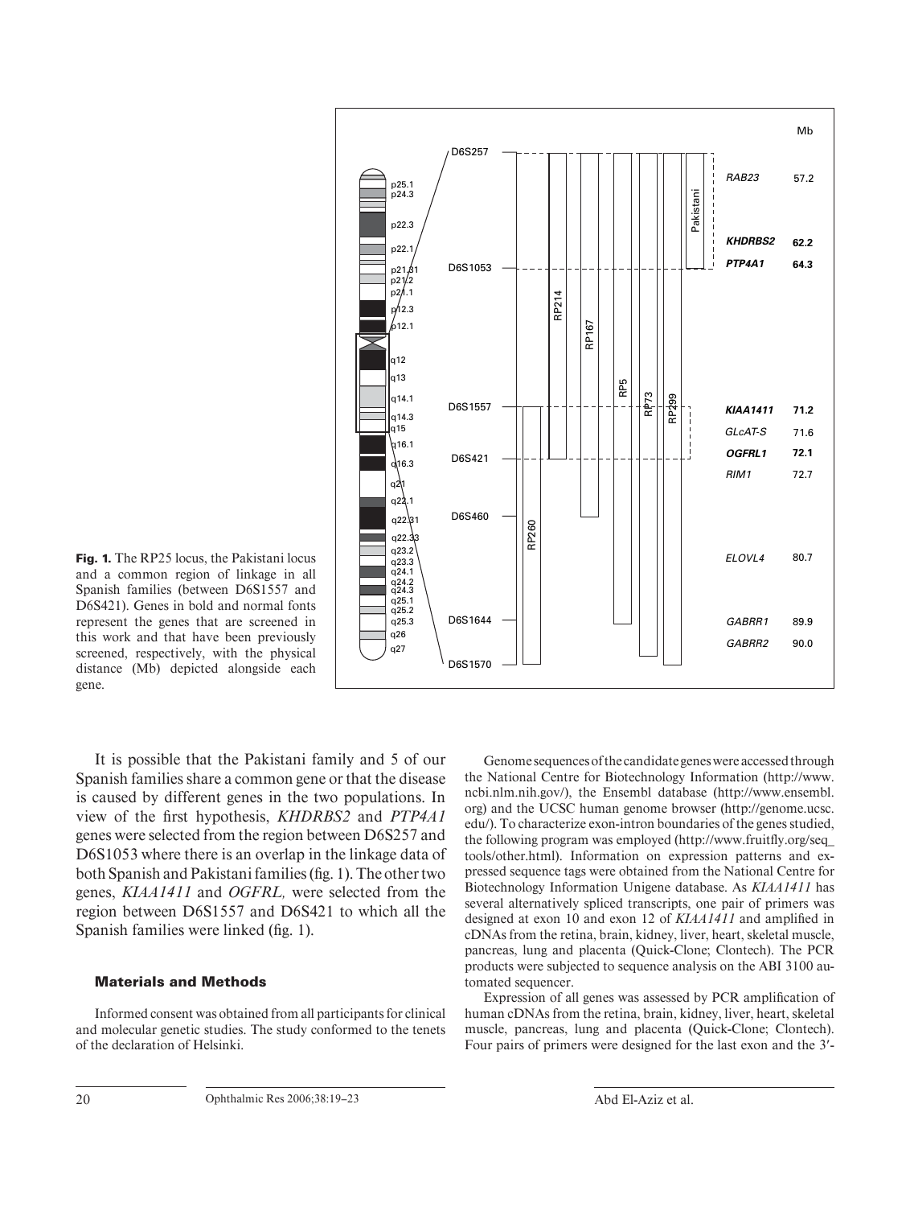**Fig. 1.** The RP25 locus, the Pakistani locus and a common region of linkage in all Spanish families (between D6S1557 and D6S421). Genes in bold and normal fonts represent the genes that are screened in this work and that have been previously screened, respectively, with the physical distance (Mb) depicted alongside each gene.

It is possible that the Pakistani family and 5 of our Spanish families share a common gene or that the disease is caused by different genes in the two populations. In view of the first hypothesis, *KHDRBS2* and *PTP4A1* genes were selected from the region between D6S257 and D6S1053 where there is an overlap in the linkage data of both Spanish and Pakistani families (fig. 1). The other two genes, *KIAA1411* and *OGFRL,* were selected from the region between D6S1557 and D6S421 to which all the Spanish families were linked (fig. 1).

## Materials and Methods

Informed consent was obtained from all participants for clinical and molecular genetic studies. The study conformed to the tenets of the declaration of Helsinki.

Genome sequences of the candidate genes were accessed through the National Centre for Biotechnology Information (http://www.ncbi.nlm.nih.gov/), the Ensembl database (http://www.ensembl.org) and the UCSC human genome browser (http://genome.ucsc.edu/). To characterize exon-intron boundaries of the genes studied, the following program was employed (http://www.fruitfly.org/seq_tools/other.html). Information on expression patterns and expressed sequence tags were obtained from the National Centre for Biotechnology Information Unigene database. As *KIAA1411* has several alternatively spliced transcripts, one pair of primers was designed at exon 10 and exon 12 of *KIAA1411* and amplified in cDNAs from the retina, brain, kidney, liver, heart, skeletal muscle, pancreas, lung and placenta (Quick-Clone; Clontech). The PCR products were subjected to sequence analysis on the ABI 3100 automated sequencer.

Expression of all genes was assessed by PCR amplification of human cDNAs from the retina, brain, kidney, liver, heart, skeletal muscle, pancreas, lung and placenta (Quick-Clone; Clontech). Four pairs of primers were designed for the last exon and the 3′-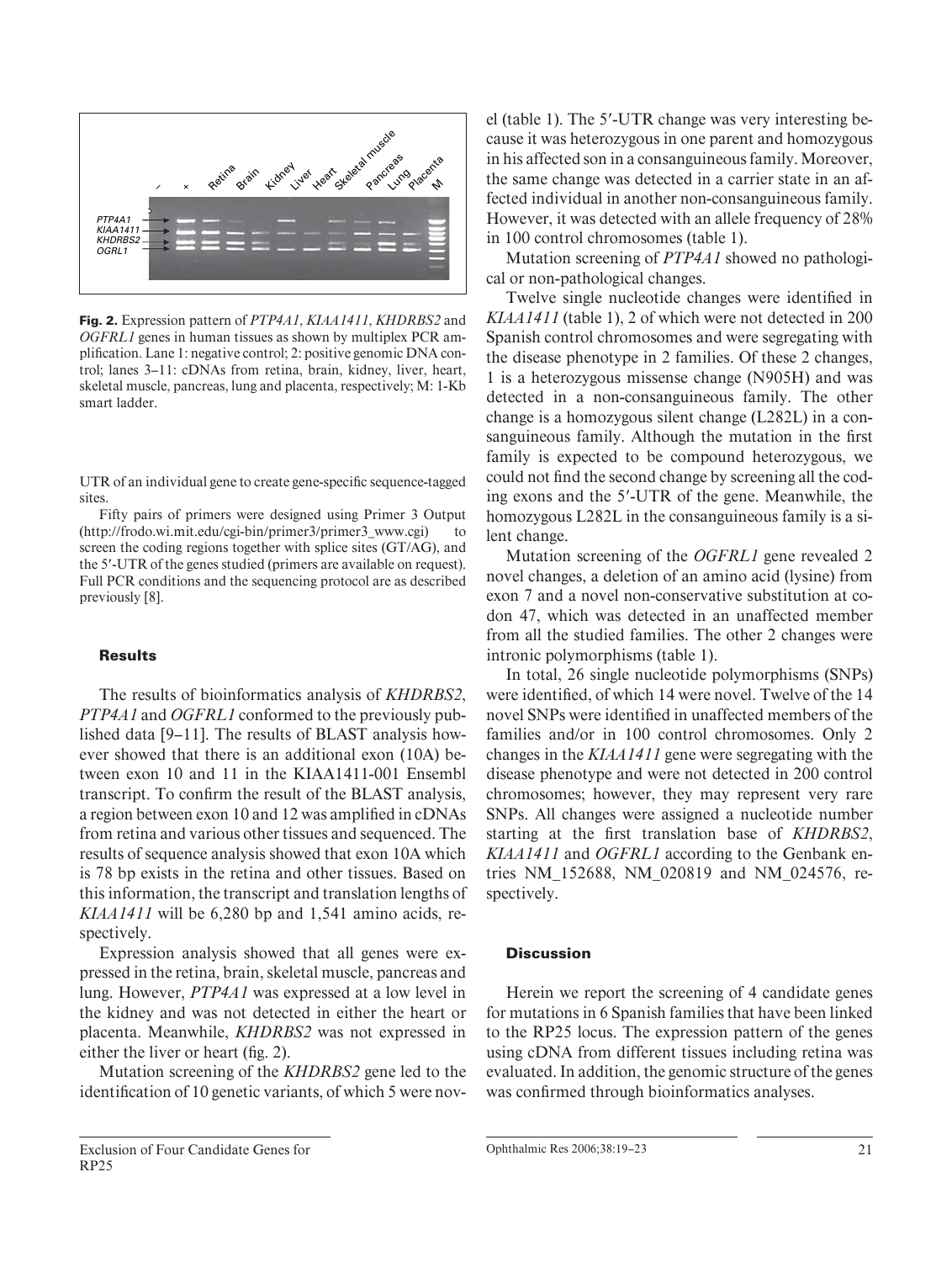Fig. 2. Expression pattern of *PTP4A1*, *KIAA1411*, *KHDRBS2* and *OGFRL1* genes in human tissues as shown by multiplex PCR amplification. Lane 1: negative control; 2: positive genomic DNA control; lanes 3–11: cDNAs from retina, brain, kidney, liver, heart, skeletal muscle, pancreas, lung and placenta, respectively; M: 1-Kb smart ladder.

UTR of an individual gene to create gene-specific sequence-tagged sites.

Fifty pairs of primers were designed using Primer 3 Output (http://frodo.wi.mit.edu/cgi-bin/primer3/primer3_www.cgi) to screen the coding regions together with splice sites (GT/AG), and the 5′-UTR of the genes studied (primers are available on request). Full PCR conditions and the sequencing protocol are as described previously [8].

## Results

The results of bioinformatics analysis of *KHDRBS2*, *PTP4A1* and *OGFRL1* conformed to the previously published data [9–11]. The results of BLAST analysis however showed that there is an additional exon (10A) between exon 10 and 11 in the KIAA1411-001 Ensembl transcript. To confirm the result of the BLAST analysis, a region between exon 10 and 12 was amplified in cDNAs from retina and various other tissues and sequenced. The results of sequence analysis showed that exon 10A which is 78 bp exists in the retina and other tissues. Based on this information, the transcript and translation lengths of *KIAA1411* will be 6,280 bp and 1,541 amino acids, respectively.

Expression analysis showed that all genes were expressed in the retina, brain, skeletal muscle, pancreas and lung. However, *PTP4A1* was expressed at a low level in the kidney and was not detected in either the heart or placenta. Meanwhile, *KHDRBS2* was not expressed in either the liver or heart (fig. 2).

Mutation screening of the *KHDRBS2* gene led to the identification of 10 genetic variants, of which 5 were novel (table 1). The 5′-UTR change was very interesting because it was heterozygous in one parent and homozygous in his affected son in a consanguineous family. Moreover, the same change was detected in a carrier state in an affected individual in another non-consanguineous family. However, it was detected with an allele frequency of 28% in 100 control chromosomes (table 1).

Mutation screening of *PTP4A1* showed no pathological or non-pathological changes.

Twelve single nucleotide changes were identified in *KIAA1411* (table 1), 2 of which were not detected in 200 Spanish control chromosomes and were segregating with the disease phenotype in 2 families. Of these 2 changes, 1 is a heterozygous missense change (N905H) and was detected in a non-consanguineous family. The other change is a homozygous silent change (L282L) in a consanguineous family. Although the mutation in the first family is expected to be compound heterozygous, we could not find the second change by screening all the coding exons and the 5′-UTR of the gene. Meanwhile, the homozygous L282L in the consanguineous family is a silent change.

Mutation screening of the *OGFRL1* gene revealed 2 novel changes, a deletion of an amino acid (lysine) from exon 7 and a novel non-conservative substitution at codon 47, which was detected in an unaffected member from all the studied families. The other 2 changes were intronic polymorphisms (table 1).

In total, 26 single nucleotide polymorphisms (SNPs) were identified, of which 14 were novel. Twelve of the 14 novel SNPs were identified in unaffected members of the families and/or in 100 control chromosomes. Only 2 changes in the *KIAA1411* gene were segregating with the disease phenotype and were not detected in 200 control chromosomes; however, they may represent very rare SNPs. All changes were assigned a nucleotide number starting at the first translation base of *KHDRBS2*, *KIAA1411* and *OGFRL1* according to the Genbank entries NM_152688, NM_020819 and NM_024576, respectively.

## Discussion

Herein we report the screening of 4 candidate genes for mutations in 6 Spanish families that have been linked to the RP25 locus. The expression pattern of the genes using cDNA from different tissues including retina was evaluated. In addition, the genomic structure of the genes was confirmed through bioinformatics analyses.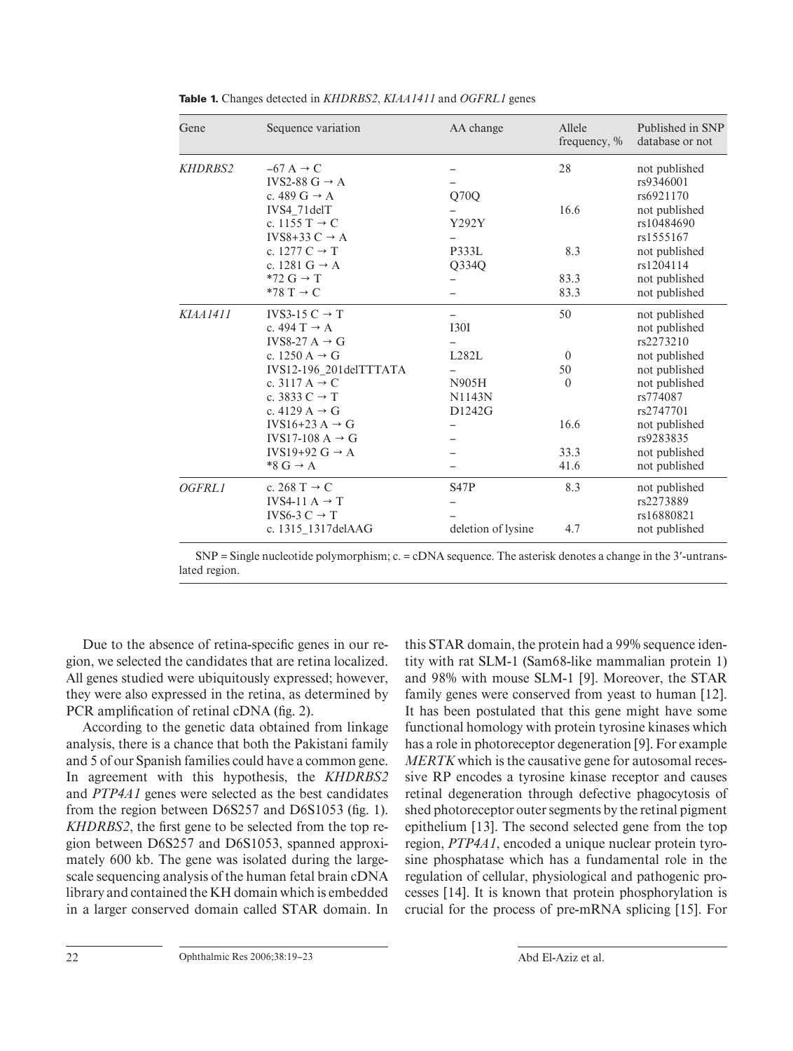**Table 1.** Changes detected in *KHDRBS2*, *KIAA1411* and *OGFRL1* genes

| Gene | Sequence variation | AA change | Allele frequency, % | Published in SNP database or not |
|---|---|---|---|---|
| *KHDRBS2* | –67 A → C | – | 28 | not published |
| | IVS2-88 G → A | – | | rs9346001 |
| | c. 489 G → A | Q70Q | | rs6921170 |
| | IVS4_71delT | – | 16.6 | not published |
| | c. 1155 T → C | Y292Y | | rs10484690 |
| | IVS8+33 C → A | – | | rs1555167 |
| | c. 1277 C → T | P333L | 8.3 | not published |
| | c. 1281 G → A | Q334Q | | rs1204114 |
| | *72 G → T | – | 83.3 | not published |
| | *78 T → C | – | 83.3 | not published |
| *KIAA1411* | IVS3-15 C → T | – | 50 | not published |
| | c. 494 T → A | I30I | | not published |
| | IVS8-27 A → G | – | | rs2273210 |
| | c. 1250 A → G | L282L | 0 | not published |
| | IVS12-196_201delTTTATA | – | 50 | not published |
| | c. 3117 A → C | N905H | 0 | not published |
| | c. 3833 C → T | N1143N | | rs774087 |
| | c. 4129 A → G | D1242G | | rs2747701 |
| | IVS16+23 A → G | – | 16.6 | not published |
| | IVS17-108 A → G | – | | rs9283835 |
| | IVS19+92 G → A | – | 33.3 | not published |
| | *8 G → A | – | 41.6 | not published |
| *OGFRL1* | c. 268 T → C | S47P | 8.3 | not published |
| | IVS4-11 A → T | – | | rs2273889 |
| | IVS6-3 C → T | – | | rs16880821 |
| | c. 1315_1317delAAG | deletion of lysine | 4.7 | not published |

SNP = Single nucleotide polymorphism; c. = cDNA sequence. The asterisk denotes a change in the 3′-untranslated region.

Due to the absence of retina-specific genes in our region, we selected the candidates that are retina localized. All genes studied were ubiquitously expressed; however, they were also expressed in the retina, as determined by PCR amplification of retinal cDNA (fig. 2).

According to the genetic data obtained from linkage analysis, there is a chance that both the Pakistani family and 5 of our Spanish families could have a common gene. In agreement with this hypothesis, the *KHDRBS2* and *PTP4A1* genes were selected as the best candidates from the region between D6S257 and D6S1053 (fig. 1). *KHDRBS2*, the first gene to be selected from the top region between D6S257 and D6S1053, spanned approximately 600 kb. The gene was isolated during the large-scale sequencing analysis of the human fetal brain cDNA library and contained the KH domain which is embedded in a larger conserved domain called STAR domain. In this STAR domain, the protein had a 99% sequence identity with rat SLM-1 (Sam68-like mammalian protein 1) and 98% with mouse SLM-1 [9]. Moreover, the STAR family genes were conserved from yeast to human [12]. It has been postulated that this gene might have some functional homology with protein tyrosine kinases which has a role in photoreceptor degeneration [9]. For example *MERTK* which is the causative gene for autosomal recessive RP encodes a tyrosine kinase receptor and causes retinal degeneration through defective phagocytosis of shed photoreceptor outer segments by the retinal pigment epithelium [13]. The second selected gene from the top region, *PTP4A1*, encoded a unique nuclear protein tyrosine phosphatase which has a fundamental role in the regulation of cellular, physiological and pathogenic processes [14]. It is known that protein phosphorylation is crucial for the process of pre-mRNA splicing [15]. For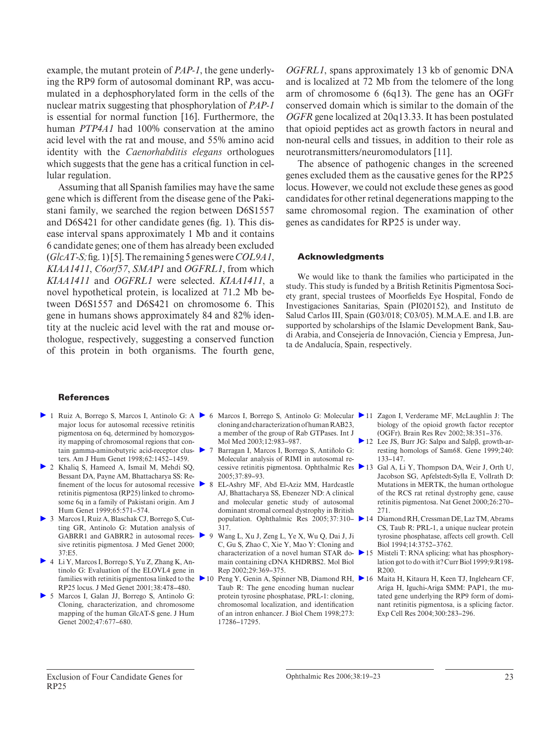example, the mutant protein of *PAP-1*, the gene underlying the RP9 form of autosomal dominant RP, was accumulated in a dephosphorylated form in the cells of the nuclear matrix suggesting that phosphorylation of *PAP-1* is essential for normal function [16]. Furthermore, the human *PTP4A1* had 100% conservation at the amino acid level with the rat and mouse, and 55% amino acid identity with the *Caenorhabditis elegans* orthologues which suggests that the gene has a critical function in cellular regulation.

Assuming that all Spanish families may have the same gene which is different from the disease gene of the Pakistani family, we searched the region between D6S1557 and D6S421 for other candidate genes (fig. 1). This disease interval spans approximately 1 Mb and it contains 6 candidate genes; one of them has already been excluded (*GlcAT-S;* fig. 1) [5]. The remaining 5 genes were *COL9A1*, *KIAA1411*, *C6orf57*, *SMAP1* and *OGFRL1*, from which *KIAA1411* and *OGFRL1* were selected. *KIAA1411*, a novel hypothetical protein, is localized at 71.2 Mb between D6S1557 and D6S421 on chromosome 6. This gene in humans shows approximately 84 and 82% identity at the nucleic acid level with the rat and mouse orthologue, respectively, suggesting a conserved function of this protein in both organisms. The fourth gene, *OGFRL1*, spans approximately 13 kb of genomic DNA and is localized at 72 Mb from the telomere of the long arm of chromosome 6 (6q13). The gene has an OGFr conserved domain which is similar to the domain of the *OGFR* gene localized at 20q13.33. It has been postulated that opioid peptides act as growth factors in neural and non-neural cells and tissues, in addition to their role as neurotransmitters/neuromodulators [11].

The absence of pathogenic changes in the screened genes excluded them as the causative genes for the RP25 locus. However, we could not exclude these genes as good candidates for other retinal degenerations mapping to the same chromosomal region. The examination of other genes as candidates for RP25 is under way.

## Acknowledgments

We would like to thank the families who participated in the study. This study is funded by a British Retinitis Pigmentosa Society grant, special trustees of Moorfields Eye Hospital, Fondo de Investigaciones Sanitarias, Spain (PI020152), and Instituto de Salud Carlos III, Spain (G03/018; C03/05). M.M.A.E. and I.B. are supported by scholarships of the Islamic Development Bank, Saudi Arabia, and Consejería de Innovación, Ciencia y Empresa, Junta de Andalucía, Spain, respectively.

## References

1. Ruiz A, Borrego S, Marcos I, Antinolo G: A major locus for autosomal recessive retinitis pigmentosa on 6q, determined by homozygosity mapping of chromosomal regions that contain gamma-aminobutyric acid-receptor clusters. Am J Hum Genet 1998;62:1452–1459.
2. Khaliq S, Hameed A, Ismail M, Mehdi SQ, Bessant DA, Payne AM, Bhattacharya SS: Refinement of the locus for autosomal recessive retinitis pigmentosa (RP25) linked to chromosome 6q in a family of Pakistani origin. Am J Hum Genet 1999;65:571–574.
3. Marcos I, Ruiz A, Blaschak CJ, Borrego S, Cutting GR, Antinolo G: Mutation analysis of GABRR1 and GABRR2 in autosomal recessive retinitis pigmentosa. J Med Genet 2000; 37:E5.
4. Li Y, Marcos I, Borrego S, Yu Z, Zhang K, Antinolo G: Evaluation of the ELOVL4 gene in families with retinitis pigmentosa linked to the RP25 locus. J Med Genet 2001;38:478–480.
5. Marcos I, Galan JJ, Borrego S, Antinolo G: Cloning, characterization, and chromosome mapping of the human GlcAT-S gene. J Hum Genet 2002;47:677–680.
6. Marcos I, Borrego S, Antinolo G: Molecular cloning and characterization of human RAB23, a member of the group of Rab GTPases. Int J Mol Med 2003;12:983–987.
7. Barragan I, Marcos I, Borrego S, Antiñolo G: Molecular analysis of RIM1 in autosomal recessive retinitis pigmentosa. Ophthalmic Res 2005;37:89–93.
8. EL-Ashry MF, Abd El-Aziz MM, Hardcastle AJ, Bhattacharya SS, Ebenezer ND: A clinical and molecular genetic study of autosomal dominant stromal corneal dystrophy in British population. Ophthalmic Res 2005;37:310–317.
9. Wang L, Xu J, Zeng L, Ye X, Wu Q, Dai J, Ji C, Gu S, Zhao C, Xie Y, Mao Y: Cloning and characterization of a novel human STAR domain containing cDNA KHDRBS2. Mol Biol Rep 2002;29:369–375.
10. Peng Y, Genin A, Spinner NB, Diamond RH, Taub R: The gene encoding human nuclear protein tyrosine phosphatase, PRL-1: cloning, chromosomal localization, and identification of an intron enhancer. J Biol Chem 1998;273: 17286–17295.
11. Zagon I, Verderame MF, McLaughlin J: The biology of the opioid growth factor receptor (OGFr). Brain Res Rev 2002;38:351–376.
12. Lee JS, Burr JG: Salpα and Salpβ, growth-arresting homologs of Sam68. Gene 1999;240: 133–147.
13. Gal A, Li Y, Thompson DA, Weir J, Orth U, Jacobson SG, Apfelstedt-Sylla E, Vollrath D: Mutations in MERTK, the human orthologue of the RCS rat retinal dystrophy gene, cause retinitis pigmentosa. Nat Genet 2000;26:270–271.
14. Diamond RH, Cressman DE, Laz TM, Abrams CS, Taub R: PRL-1, a unique nuclear protein tyrosine phosphatase, affects cell growth. Cell Biol 1994;14:3752–3762.
15. Misteli T: RNA splicing: what has phosphorylation got to do with it? Curr Biol 1999;9:R198-R200.
16. Maita H, Kitaura H, Keen TJ, Inglehearn CF, Ariga H, Iguchi-Ariga SMM: PAP1, the mutated gene underlying the RP9 form of dominant retinitis pigmentosa, is a splicing factor. Exp Cell Res 2004;300:283–296.